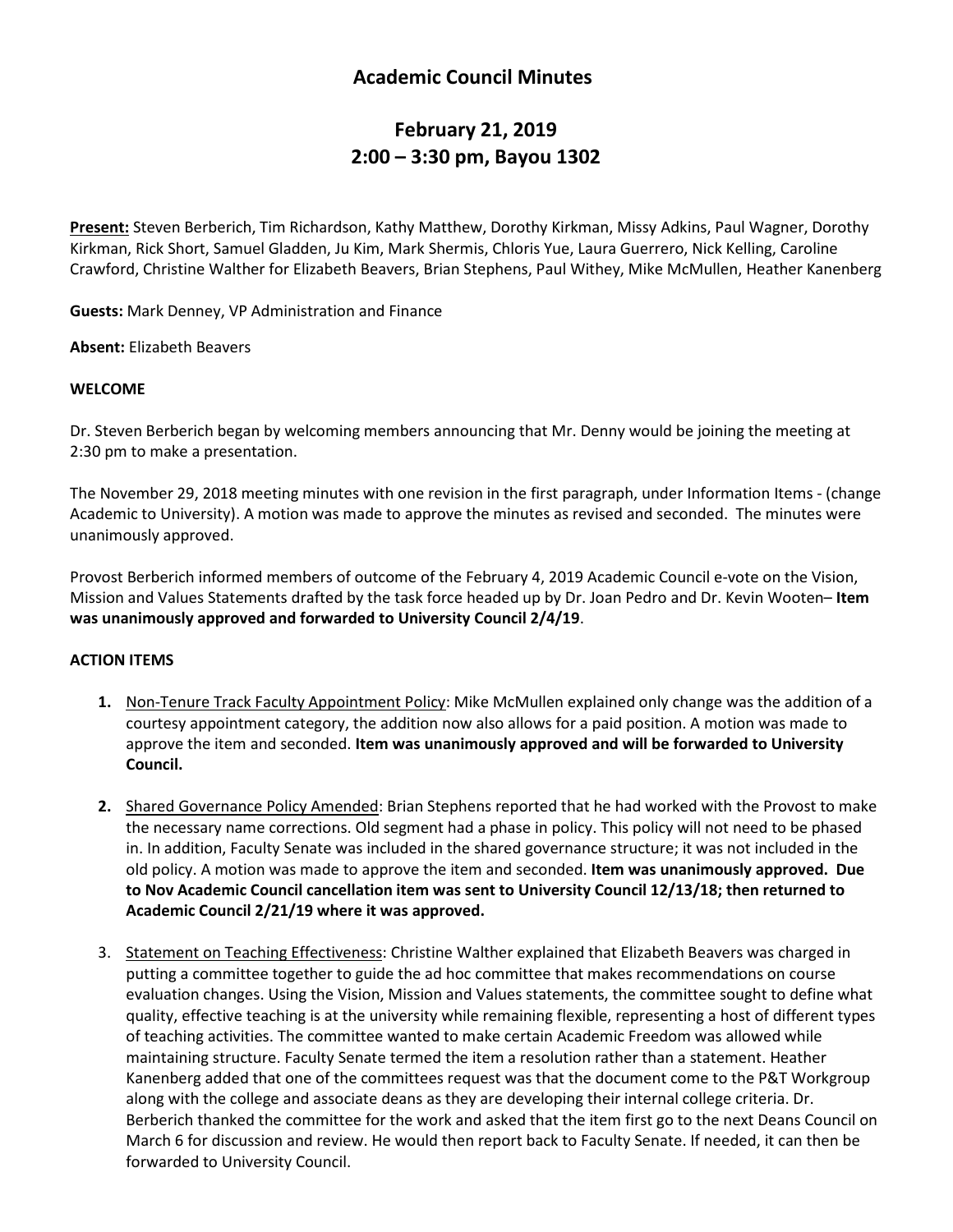# Academic Council Minutes

## February 21, 2019
## 2:00 – 3:30 pm, Bayou 1302

**Present:** Steven Berberich, Tim Richardson, Kathy Matthew, Dorothy Kirkman, Missy Adkins, Paul Wagner, Dorothy Kirkman, Rick Short, Samuel Gladden, Ju Kim, Mark Shermis, Chloris Yue, Laura Guerrero, Nick Kelling, Caroline Crawford, Christine Walther for Elizabeth Beavers, Brian Stephens, Paul Withey, Mike McMullen, Heather Kanenberg

**Guests:** Mark Denney, VP Administration and Finance

**Absent:** Elizabeth Beavers

**WELCOME**

Dr. Steven Berberich began by welcoming members announcing that Mr. Denny would be joining the meeting at 2:30 pm to make a presentation.

The November 29, 2018 meeting minutes with one revision in the first paragraph, under Information Items - (change Academic to University). A motion was made to approve the minutes as revised and seconded. The minutes were unanimously approved.

Provost Berberich informed members of outcome of the February 4, 2019 Academic Council e-vote on the Vision, Mission and Values Statements drafted by the task force headed up by Dr. Joan Pedro and Dr. Kevin Wooten– **Item was unanimously approved and forwarded to University Council 2/4/19**.

**ACTION ITEMS**

1. Non-Tenure Track Faculty Appointment Policy: Mike McMullen explained only change was the addition of a courtesy appointment category, the addition now also allows for a paid position. A motion was made to approve the item and seconded. **Item was unanimously approved and will be forwarded to University Council.**

2. Shared Governance Policy Amended: Brian Stephens reported that he had worked with the Provost to make the necessary name corrections. Old segment had a phase in policy. This policy will not need to be phased in. In addition, Faculty Senate was included in the shared governance structure; it was not included in the old policy. A motion was made to approve the item and seconded. **Item was unanimously approved. Due to Nov Academic Council cancellation item was sent to University Council 12/13/18; then returned to Academic Council 2/21/19 where it was approved.**

3. Statement on Teaching Effectiveness: Christine Walther explained that Elizabeth Beavers was charged in putting a committee together to guide the ad hoc committee that makes recommendations on course evaluation changes. Using the Vision, Mission and Values statements, the committee sought to define what quality, effective teaching is at the university while remaining flexible, representing a host of different types of teaching activities. The committee wanted to make certain Academic Freedom was allowed while maintaining structure. Faculty Senate termed the item a resolution rather than a statement. Heather Kanenberg added that one of the committees request was that the document come to the P&T Workgroup along with the college and associate deans as they are developing their internal college criteria. Dr. Berberich thanked the committee for the work and asked that the item first go to the next Deans Council on March 6 for discussion and review. He would then report back to Faculty Senate. If needed, it can then be forwarded to University Council.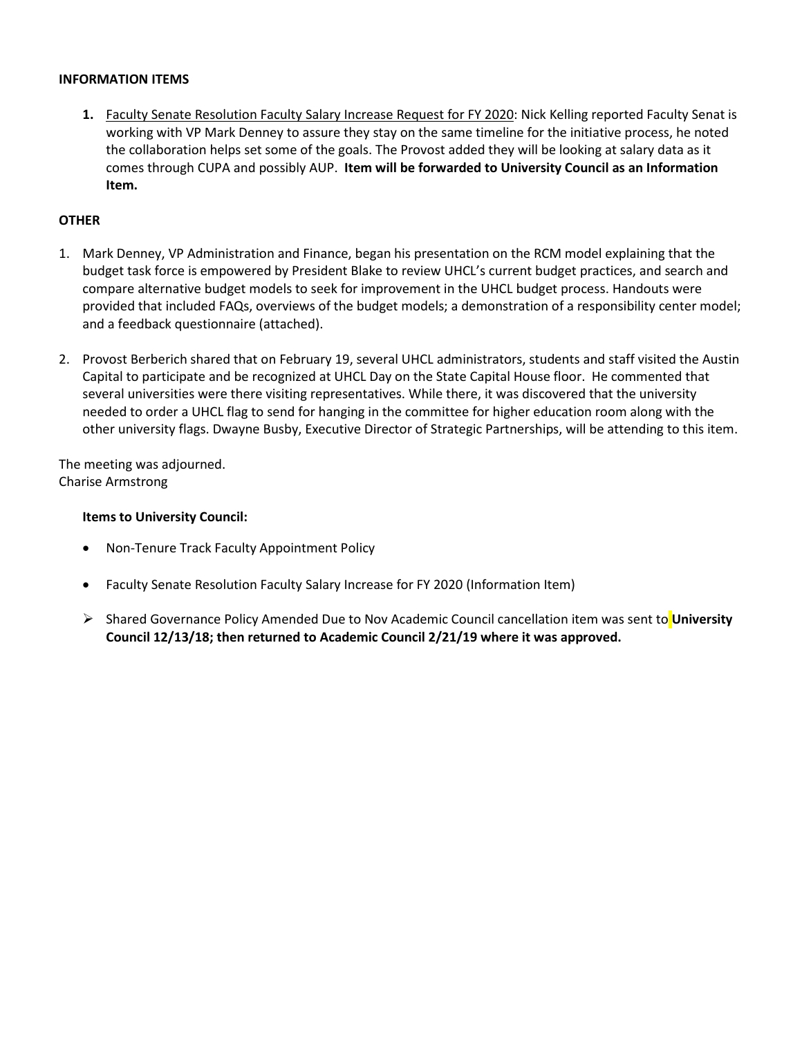**INFORMATION ITEMS**

1. Faculty Senate Resolution Faculty Salary Increase Request for FY 2020: Nick Kelling reported Faculty Senat is working with VP Mark Denney to assure they stay on the same timeline for the initiative process, he noted the collaboration helps set some of the goals. The Provost added they will be looking at salary data as it comes through CUPA and possibly AUP. **Item will be forwarded to University Council as an Information Item.**

**OTHER**

1. Mark Denney, VP Administration and Finance, began his presentation on the RCM model explaining that the budget task force is empowered by President Blake to review UHCL's current budget practices, and search and compare alternative budget models to seek for improvement in the UHCL budget process. Handouts were provided that included FAQs, overviews of the budget models; a demonstration of a responsibility center model; and a feedback questionnaire (attached).

2. Provost Berberich shared that on February 19, several UHCL administrators, students and staff visited the Austin Capital to participate and be recognized at UHCL Day on the State Capital House floor. He commented that several universities were there visiting representatives. While there, it was discovered that the university needed to order a UHCL flag to send for hanging in the committee for higher education room along with the other university flags. Dwayne Busby, Executive Director of Strategic Partnerships, will be attending to this item.

The meeting was adjourned.
Charise Armstrong

**Items to University Council:**

- Non-Tenure Track Faculty Appointment Policy
- Faculty Senate Resolution Faculty Salary Increase for FY 2020 (Information Item)
- Shared Governance Policy Amended Due to Nov Academic Council cancellation item was sent to **University Council 12/13/18; then returned to Academic Council 2/21/19 where it was approved.**